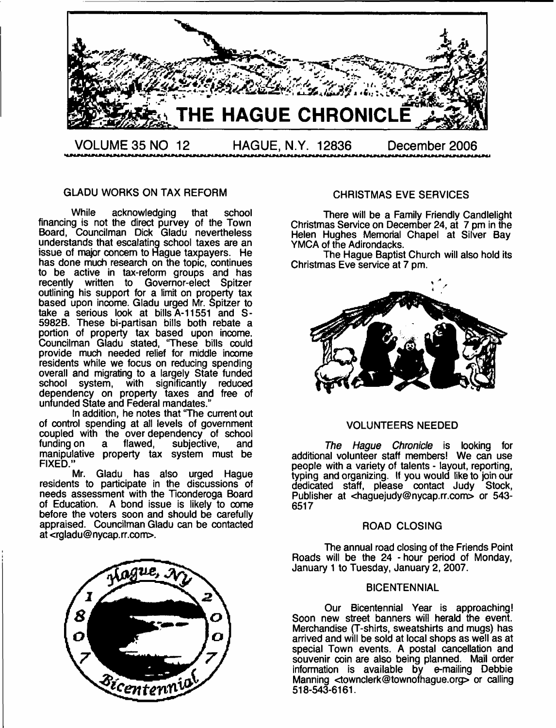# THE HAGUE CHRONICLE

VOLUME 35 NO 12 HAGUE, N.Y. 12836 December 2006

## GLADU WORKS ON TAX REFORM

While acknowledging that school financing is not the direct purvey of the Town Board, Councilman Dick Gladu nevertheless understands that escalating school taxes are an issue of major concern to Hague taxpayers. He has done much research on the topic, continues to be active in tax-reform groups and has recently written to Governor-elect Spitzer outlining his support for a limit on property tax based upon income. Gladu urged Mr. Spitzer to take a serious look at bills A-11551 and S-5982B. These bi-partisan bills both rebate a portion of property tax based upon income. Councilman Gladu stated, "These bills could provide much needed relief for middle income residents while we focus on reducing spending overall and migrating to a largely State funded school system, with significantly reduced dependency on property taxes and free of unfunded State and Federal mandates."

In addition, he notes that "The current out of control spending at all levels of government coupled with the over dependency of school funding on a flawed, subjective, and manipulative property tax system must be FIXED."

Mr. Gladu has also urged Hague residents to participate in the discussions of needs assessment with the Ticonderoga Board of Education. A bond issue is likely to come before the voters soon and should be carefully appraised. Councilman Gladu can be contacted at <rgladu@nycap.rr.com>.

## CHRISTMAS EVE SERVICES

There will be a Family Friendly Candlelight Christmas Service on December 24, at 7 pm in the Helen Hughes Memorial Chapel at Silver Bay YMCA of the Adirondacks.

The Hague Baptist Church will also hold its Christmas Eve service at 7 pm.

## VOLUNTEERS NEEDED

*The Hague Chronicle* is looking for additional volunteer staff members! We can use people with a variety of talents - layout, reporting, typing and organizing. If you would like to join our dedicated staff, please contact Judy Stock, Publisher at <haguejudy@nycap.rr.com> or 543-6517

## ROAD CLOSING

The annual road closing of the Friends Point Roads will be the 24 - hour period of Monday, January 1 to Tuesday, January 2, 2007.

## BICENTENNIAL

Our Bicentennial Year is approaching! Soon new street banners will herald the event. Merchandise (T-shirts, sweatshirts and mugs) has arrived and will be sold at local shops as well as at special Town events. A postal cancellation and souvenir coin are also being planned. Mail order information is available by e-mailing Debbie Manning <townclerk@townofhague.org> or calling 518-543-6161.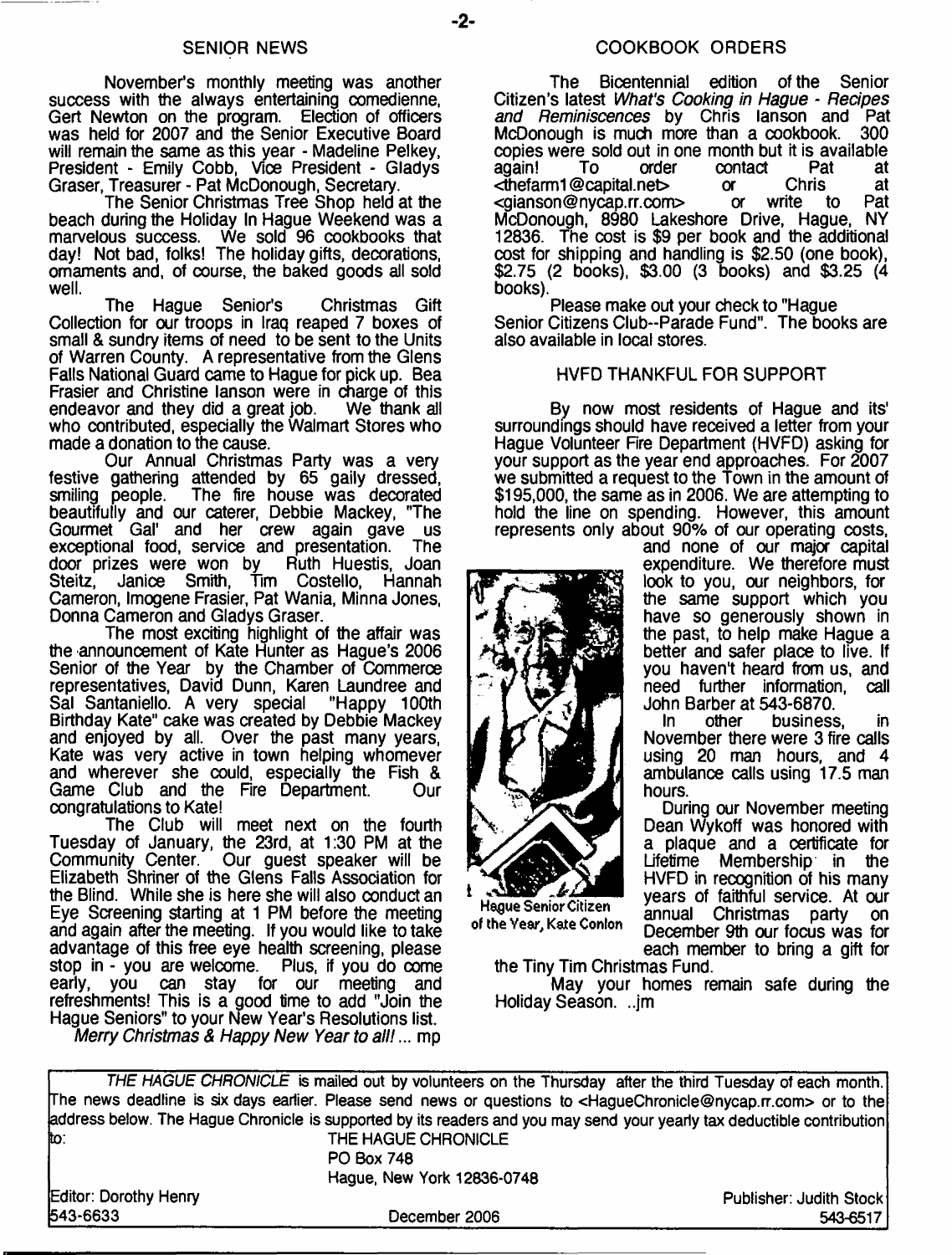## SENIOR NEWS

November's monthly meeting was another success with the always entertaining comedienne, Gert Newton on the program. Election of officers was held for 2007 and the Senior Executive Board will remain the same as this year - Madeline Pelkey, President - Emily Cobb, Vice President - Gladys Graser, Treasurer - Pat McDonough, Secretary.

The Senior Christmas Tree Shop held at the beach during the Holiday In Hague Weekend was a marvelous success. We sold 96 cookbooks that day! Not bad, folks! The holiday gifts, decorations, ornaments and, of course, the baked goods all sold well.

The Hague Senior's Christmas Gift Collection for our troops in Iraq reaped 7 boxes of small & sundry items of need to be sent to the Units of Warren County. A representative from the Glens Falls National Guard came to Hague for pick up. Bea Frasier and Christine Ianson were in charge of this endeavor and they did a great job. We thank all who contributed, especially the Walmart Stores who made a donation to the cause.

Our Annual Christmas Party was a very festive gathering attended by 65 gaily dressed, smiling people. The fire house was decorated beautifully and our caterer, Debbie Mackey, "The Gourmet Gal' and her crew again gave us exceptional food, service and presentation. The door prizes were won by Ruth Huestis, Joan Steitz, Janice Smith, Tim Costello, Hannah Cameron, Imogene Frasier, Pat Wania, Minna Jones, Donna Cameron and Gladys Graser.

The most exciting highlight of the affair was the announcement of Kate Hunter as Hague's 2006 Senior of the Year by the Chamber of Commerce representatives, David Dunn, Karen Laundree and Sal Santaniello. A very special "Happy 100th Birthday Kate" cake was created by Debbie Mackey and enjoyed by all. Over the past many years, Kate was very active in town helping whomever and wherever she could, especially the Fish & Game Club and the Fire Department. Our congratulations to Kate!

The Club will meet next on the fourth Tuesday of January, the 23rd, at 1:30 PM at the Community Center. Our guest speaker will be Elizabeth Shriner of the Glens Falls Association for the Blind. While she is here she will also conduct an Eye Screening starting at 1 PM before the meeting and again after the meeting. If you would like to take advantage of this free eye health screening, please stop in - you are welcome. Plus, if you do come early, you can stay for our meeting and refreshments! This is a good time to add "Join the Hague Seniors" to your New Year's Resolutions list.

*Merry Christmas & Happy New Year to all!* ... mp

## COOKBOOK ORDERS

The Bicentennial edition of the Senior Citizen's latest *What's Cooking in Hague - Recipes and Reminiscences* by Chris Ianson and Pat McDonough is much more than a cookbook. 300 copies were sold out in one month but it is available again! To order contact Pat at <thefarm1@capital.net> or Chris at <gianson@nycap.rr.com> or write to Pat McDonough, 8980 Lakeshore Drive, Hague, NY 12836. The cost is $9 per book and the additional cost for shipping and handling is $2.50 (one book), $2.75 (2 books), $3.00 (3 books) and $3.25 (4 books).

Please make out your check to "Hague Senior Citizens Club--Parade Fund". The books are also available in local stores.

## HVFD THANKFUL FOR SUPPORT

By now most residents of Hague and its' surroundings should have received a letter from your Hague Volunteer Fire Department (HVFD) asking for your support as the year end approaches. For 2007 we submitted a request to the Town in the amount of $195,000, the same as in 2006. We are attempting to hold the line on spending. However, this amount represents only about 90% of our operating costs, and none of our major capital expenditure. We therefore must look to you, our neighbors, for the same support which you have so generously shown in the past, to help make Hague a better and safer place to live. If you haven't heard from us, and need further information, call John Barber at 543-6870.

Hague Senior Citizen of the Year, Kate Conlon

In other business, in November there were 3 fire calls using 20 man hours, and 4 ambulance calls using 17.5 man hours.

During our November meeting Dean Wykoff was honored with a plaque and a certificate for Lifetime Membership in the HVFD in recognition of his many years of faithful service. At our annual Christmas party on December 9th our focus was for each member to bring a gift for the Tiny Tim Christmas Fund.

May your homes remain safe during the Holiday Season. ..jm

---

*THE HAGUE CHRONICLE* is mailed out by volunteers on the Thursday after the third Tuesday of each month. The news deadline is six days earlier. Please send news or questions to <HagueChronicle@nycap.rr.com> or to the address below. The Hague Chronicle is supported by its readers and you may send your yearly tax deductible contribution to:

THE HAGUE CHRONICLE
PO Box 748
Hague, New York 12836-0748

Editor: Dorothy Henry 543-6633 | December 2006 | Publisher: Judith Stock 543-6517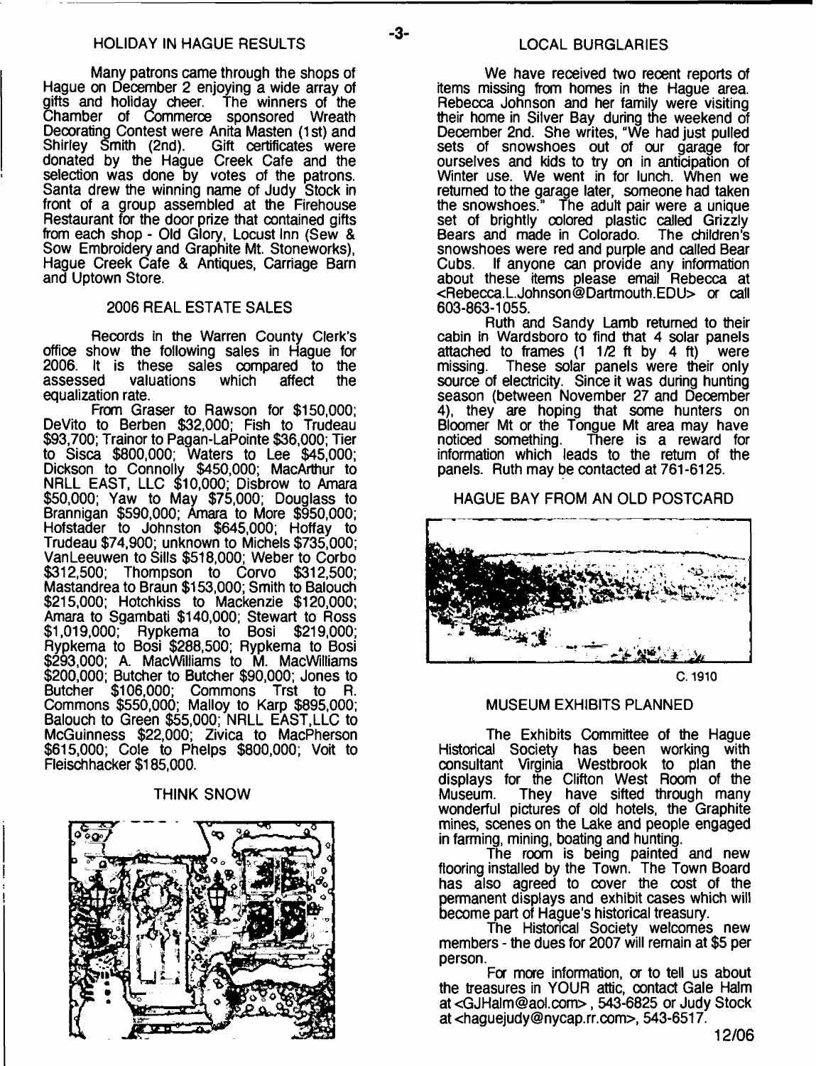## HOLIDAY IN HAGUE RESULTS

Many patrons came through the shops of Hague on December 2 enjoying a wide array of gifts and holiday cheer. The winners of the Chamber of Commerce sponsored Wreath Decorating Contest were Anita Masten (1st) and Shirley Smith (2nd). Gift certificates were donated by the Hague Creek Cafe and the selection was done by votes of the patrons. Santa drew the winning name of Judy Stock in front of a group assembled at the Firehouse Restaurant for the door prize that contained gifts from each shop - Old Glory, Locust Inn (Sew & Sow Embroidery and Graphite Mt. Stoneworks), Hague Creek Cafe & Antiques, Carriage Barn and Uptown Store.

## 2006 REAL ESTATE SALES

Records in the Warren County Clerk's office show the following sales in Hague for 2006. It is these sales compared to the assessed valuations which affect the equalization rate.

From Graser to Rawson for $150,000; DeVito to Berben $32,000; Fish to Trudeau $93,700; Trainor to Pagan-LaPointe $36,000; Tier to Sisca $800,000; Waters to Lee $45,000; Dickson to Connolly $450,000; MacArthur to NRLL EAST, LLC $10,000; Disbrow to Amara $50,000; Yaw to May $75,000; Douglass to Brannigan $590,000; Amara to More $950,000; Hofstader to Johnston $645,000; Hoffay to Trudeau $74,900; unknown to Michels $735,000; VanLeeuwen to Sills $518,000; Weber to Corbo $312,500; Thompson to Corvo $312,500; Mastandrea to Braun $153,000; Smith to Balouch $215,000; Hotchkiss to Mackenzie $120,000; Amara to Sgambati $140,000; Stewart to Ross $1,019,000; Rypkema to Bosi $219,000; Rypkema to Bosi $288,500; Rypkema to Bosi $293,000; A. MacWilliams to M. MacWilliams $200,000; Butcher to Butcher $90,000; Jones to Butcher $106,000; Commons Trst to R. Commons $550,000; Malloy to Karp $895,000; Balouch to Green $55,000; NRLL EAST,LLC to McGuinness $22,000; Zivica to MacPherson $615,000; Cole to Phelps $800,000; Voit to Fleischhacker $185,000.

## THINK SNOW

## LOCAL BURGLARIES

We have received two recent reports of items missing from homes in the Hague area. Rebecca Johnson and her family were visiting their home in Silver Bay during the weekend of December 2nd. She writes, "We had just pulled sets of snowshoes out of our garage for ourselves and kids to try on in anticipation of Winter use. We went in for lunch. When we returned to the garage later, someone had taken the snowshoes." The adult pair were a unique set of brightly colored plastic called Grizzly Bears and made in Colorado. The children's snowshoes were red and purple and called Bear Cubs. If anyone can provide any information about these items please email Rebecca at <Rebecca.L.Johnson@Dartmouth.EDU> or call 603-863-1055.

Ruth and Sandy Lamb returned to their cabin in Wardsboro to find that 4 solar panels attached to frames (1 1/2 ft by 4 ft) were missing. These solar panels were their only source of electricity. Since it was during hunting season (between November 27 and December 4), they are hoping that some hunters on Bloomer Mt or the Tongue Mt area may have noticed something. There is a reward for information which leads to the return of the panels. Ruth may be contacted at 761-6125.

## HAGUE BAY FROM AN OLD POSTCARD

C. 1910

## MUSEUM EXHIBITS PLANNED

The Exhibits Committee of the Hague Historical Society has been working with consultant Virginia Westbrook to plan the displays for the Clifton West Room of the Museum. They have sifted through many wonderful pictures of old hotels, the Graphite mines, scenes on the Lake and people engaged in farming, mining, boating and hunting.

The room is being painted and new flooring installed by the Town. The Town Board has also agreed to cover the cost of the permanent displays and exhibit cases which will become part of Hague's historical treasury.

The Historical Society welcomes new members - the dues for 2007 will remain at $5 per person.

For more information, or to tell us about the treasures in YOUR attic, contact Gale Halm at <GJHalm@aol.com>, 543-6825 or Judy Stock at <haguejudy@nycap.rr.com>, 543-6517.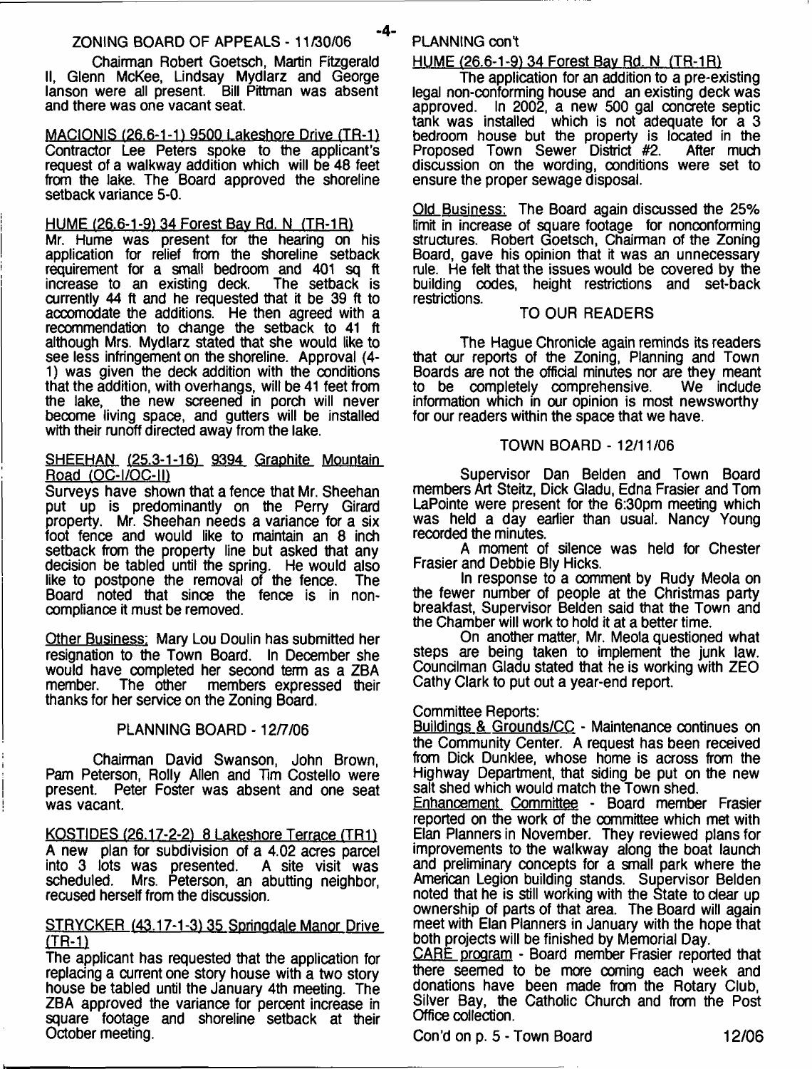## ZONING BOARD OF APPEALS - 11/30/06

Chairman Robert Goetsch, Martin Fitzgerald II, Glenn McKee, Lindsay Mydlarz and George lanson were all present. Bill Pittman was absent and there was one vacant seat.

MACIONIS (26.6-1-1) 9500 Lakeshore Drive (TR-1)
Contractor Lee Peters spoke to the applicant's request of a walkway addition which will be 48 feet from the lake. The Board approved the shoreline setback variance 5-0.

HUME (26.6-1-9) 34 Forest Bay Rd. N (TR-1R)
Mr. Hume was present for the hearing on his application for relief from the shoreline setback requirement for a small bedroom and 401 sq ft increase to an existing deck. The setback is currently 44 ft and he requested that it be 39 ft to accomodate the additions. He then agreed with a recommendation to change the setback to 41 ft although Mrs. Mydlarz stated that she would like to see less infringement on the shoreline. Approval (4-1) was given the deck addition with the conditions that the addition, with overhangs, will be 41 feet from the lake, the new screened in porch will never become living space, and gutters will be installed with their runoff directed away from the lake.

SHEEHAN (25.3-1-16) 9394 Graphite Mountain Road (OC-I/OC-II)
Surveys have shown that a fence that Mr. Sheehan put up is predominantly on the Perry Girard property. Mr. Sheehan needs a variance for a six foot fence and would like to maintain an 8 inch setback from the property line but asked that any decision be tabled until the spring. He would also like to postpone the removal of the fence. The Board noted that since the fence is in non-compliance it must be removed.

Other Business: Mary Lou Doulin has submitted her resignation to the Town Board. In December she would have completed her second term as a ZBA member. The other members expressed their thanks for her service on the Zoning Board.

## PLANNING BOARD - 12/7/06

Chairman David Swanson, John Brown, Pam Peterson, Rolly Allen and Tim Costello were present. Peter Foster was absent and one seat was vacant.

KOSTIDES (26.17-2-2) 8 Lakeshore Terrace (TR1)
A new plan for subdivision of a 4.02 acres parcel into 3 lots was presented. A site visit was scheduled. Mrs. Peterson, an abutting neighbor, recused herself from the discussion.

STRYCKER (43.17-1-3) 35 Springdale Manor Drive (TR-1)
The applicant has requested that the application for replacing a current one story house with a two story house be tabled until the January 4th meeting. The ZBA approved the variance for percent increase in square footage and shoreline setback at their October meeting.

PLANNING con't

HUME (26.6-1-9) 34 Forest Bay Rd. N (TR-1R)
The application for an addition to a pre-existing legal non-conforming house and an existing deck was approved. In 2002, a new 500 gal concrete septic tank was installed which is not adequate for a 3 bedroom house but the property is located in the Proposed Town Sewer District #2. After much discussion on the wording, conditions were set to ensure the proper sewage disposal.

Old Business: The Board again discussed the 25% limit in increase of square footage for nonconforming structures. Robert Goetsch, Chairman of the Zoning Board, gave his opinion that it was an unnecessary rule. He felt that the issues would be covered by the building codes, height restrictions and set-back restrictions.

## TO OUR READERS

The Hague Chronicle again reminds its readers that our reports of the Zoning, Planning and Town Boards are not the official minutes nor are they meant to be completely comprehensive. We include information which in our opinion is most newsworthy for our readers within the space that we have.

## TOWN BOARD - 12/11/06

Supervisor Dan Belden and Town Board members Art Steitz, Dick Gladu, Edna Frasier and Tom LaPointe were present for the 6:30pm meeting which was held a day earlier than usual. Nancy Young recorded the minutes.

A moment of silence was held for Chester Frasier and Debbie Bly Hicks.

In response to a comment by Rudy Meola on the fewer number of people at the Christmas party breakfast, Supervisor Belden said that the Town and the Chamber will work to hold it at a better time.

On another matter, Mr. Meola questioned what steps are being taken to implement the junk law. Councilman Gladu stated that he is working with ZEO Cathy Clark to put out a year-end report.

Committee Reports:
Buildings & Grounds/CC - Maintenance continues on the Community Center. A request has been received from Dick Dunklee, whose home is across from the Highway Department, that siding be put on the new salt shed which would match the Town shed.
Enhancement Committee - Board member Frasier reported on the work of the committee which met with Elan Planners in November. They reviewed plans for improvements to the walkway along the boat launch and preliminary concepts for a small park where the American Legion building stands. Supervisor Belden noted that he is still working with the State to clear up ownership of parts of that area. The Board will again meet with Elan Planners in January with the hope that both projects will be finished by Memorial Day.
CARE program - Board member Frasier reported that there seemed to be more coming each week and donations have been made from the Rotary Club, Silver Bay, the Catholic Church and from the Post Office collection.

Con'd on p. 5 - Town Board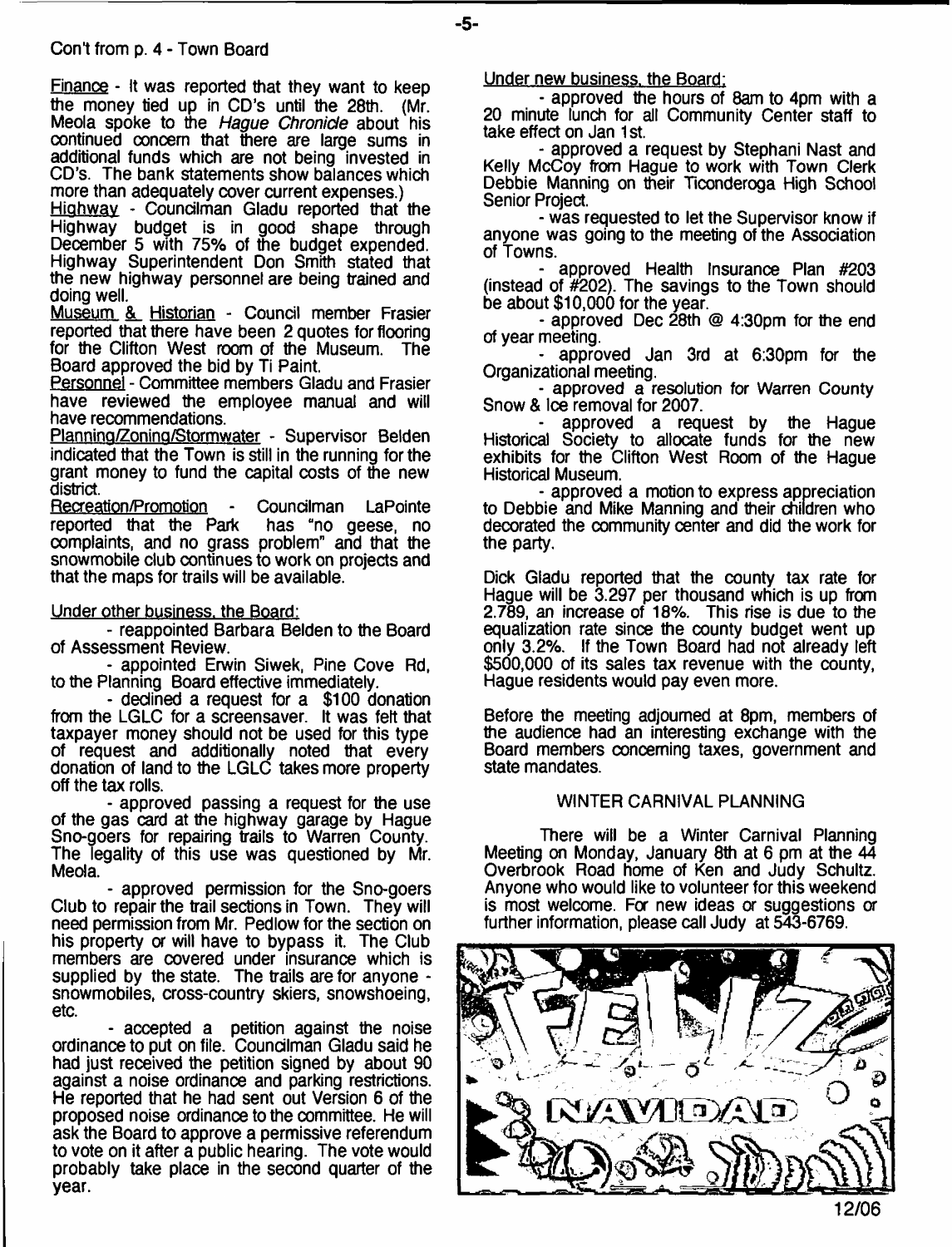Con't from p. 4 - Town Board

Finance - It was reported that they want to keep the money tied up in CD's until the 28th. (Mr. Meola spoke to the *Hague Chronicle* about his continued concern that there are large sums in additional funds which are not being invested in CD's. The bank statements show balances which more than adequately cover current expenses.)

Highway - Councilman Gladu reported that the Highway budget is in good shape through December 5 with 75% of the budget expended. Highway Superintendent Don Smith stated that the new highway personnel are being trained and doing well.

Museum & Historian - Council member Frasier reported that there have been 2 quotes for flooring for the Clifton West room of the Museum. The Board approved the bid by Ti Paint.

Personnel - Committee members Gladu and Frasier have reviewed the employee manual and will have recommendations.

Planning/Zoning/Stormwater - Supervisor Belden indicated that the Town is still in the running for the grant money to fund the capital costs of the new district.

Recreation/Promotion - Councilman LaPointe reported that the Park has "no geese, no complaints, and no grass problem" and that the snowmobile club continues to work on projects and that the maps for trails will be available.

Under other business, the Board:

- reappointed Barbara Belden to the Board of Assessment Review.
- appointed Erwin Siwek, Pine Cove Rd, to the Planning Board effective immediately.
- declined a request for a $100 donation from the LGLC for a screensaver. It was felt that taxpayer money should not be used for this type of request and additionally noted that every donation of land to the LGLC takes more property off the tax rolls.
- approved passing a request for the use of the gas card at the highway garage by Hague Sno-goers for repairing trails to Warren County. The legality of this use was questioned by Mr. Meola.
- approved permission for the Sno-goers Club to repair the trail sections in Town. They will need permission from Mr. Pedlow for the section on his property or will have to bypass it. The Club members are covered under insurance which is supplied by the state. The trails are for anyone - snowmobiles, cross-country skiers, snowshoeing, etc.
- accepted a petition against the noise ordinance to put on file. Councilman Gladu said he had just received the petition signed by about 90 against a noise ordinance and parking restrictions. He reported that he had sent out Version 6 of the proposed noise ordinance to the committee. He will ask the Board to approve a permissive referendum to vote on it after a public hearing. The vote would probably take place in the second quarter of the year.

Under new business, the Board:

- approved the hours of 8am to 4pm with a 20 minute lunch for all Community Center staff to take effect on Jan 1st.
- approved a request by Stephani Nast and Kelly McCoy from Hague to work with Town Clerk Debbie Manning on their Ticonderoga High School Senior Project.
- was requested to let the Supervisor know if anyone was going to the meeting of the Association of Towns.
- approved Health Insurance Plan #203 (instead of #202). The savings to the Town should be about $10,000 for the year.
- approved Dec 28th @ 4:30pm for the end of year meeting.
- approved Jan 3rd at 6:30pm for the Organizational meeting.
- approved a resolution for Warren County Snow & Ice removal for 2007.
- approved a request by the Hague Historical Society to allocate funds for the new exhibits for the Clifton West Room of the Hague Historical Museum.
- approved a motion to express appreciation to Debbie and Mike Manning and their children who decorated the community center and did the work for the party.

Dick Gladu reported that the county tax rate for Hague will be 3.297 per thousand which is up from 2.789, an increase of 18%. This rise is due to the equalization rate since the county budget went up only 3.2%. If the Town Board had not already left $500,000 of its sales tax revenue with the county, Hague residents would pay even more.

Before the meeting adjourned at 8pm, members of the audience had an interesting exchange with the Board members concerning taxes, government and state mandates.

## WINTER CARNIVAL PLANNING

There will be a Winter Carnival Planning Meeting on Monday, January 8th at 6 pm at the 44 Overbrook Road home of Ken and Judy Schultz. Anyone who would like to volunteer for this weekend is most welcome. For new ideas or suggestions or further information, please call Judy at 543-6769.

FELIZ NAVIDAD

12/06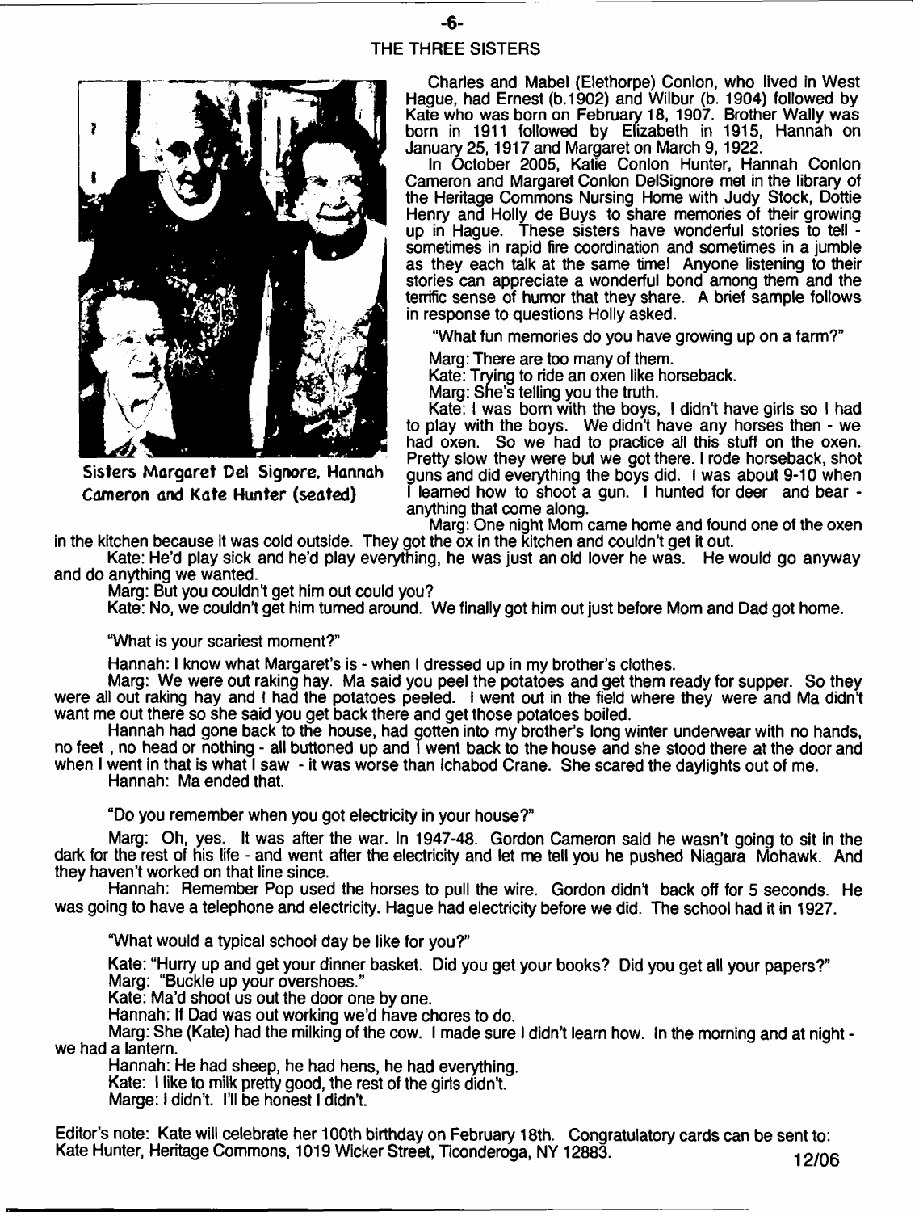# THE THREE SISTERS

Sisters Margaret Del Signore, Hannah Cameron and Kate Hunter (seated)

Charles and Mabel (Elethorpe) Conlon, who lived in West Hague, had Ernest (b.1902) and Wilbur (b. 1904) followed by Kate who was born on February 18, 1907. Brother Wally was born in 1911 followed by Elizabeth in 1915, Hannah on January 25, 1917 and Margaret on March 9, 1922.

In October 2005, Katie Conlon Hunter, Hannah Conlon Cameron and Margaret Conlon DelSignore met in the library of the Heritage Commons Nursing Home with Judy Stock, Dottie Henry and Holly de Buys to share memories of their growing up in Hague. These sisters have wonderful stories to tell - sometimes in rapid fire coordination and sometimes in a jumble as they each talk at the same time! Anyone listening to their stories can appreciate a wonderful bond among them and the terrific sense of humor that they share. A brief sample follows in response to questions Holly asked.

"What fun memories do you have growing up on a farm?"

Marg: There are too many of them.

Kate: Trying to ride an oxen like horseback.

Marg: She's telling you the truth.

Kate: I was born with the boys, I didn't have girls so I had to play with the boys. We didn't have any horses then - we had oxen. So we had to practice all this stuff on the oxen. Pretty slow they were but we got there. I rode horseback, shot guns and did everything the boys did. I was about 9-10 when I learned how to shoot a gun. I hunted for deer and bear - anything that come along.

Marg: One night Mom came home and found one of the oxen in the kitchen because it was cold outside. They got the ox in the kitchen and couldn't get it out.

Kate: He'd play sick and he'd play everything, he was just an old lover he was. He would go anyway and do anything we wanted.

Marg: But you couldn't get him out could you?

Kate: No, we couldn't get him turned around. We finally got him out just before Mom and Dad got home.

"What is your scariest moment?"

Hannah: I know what Margaret's is - when I dressed up in my brother's clothes.

Marg: We were out raking hay. Ma said you peel the potatoes and get them ready for supper. So they were all out raking hay and I had the potatoes peeled. I went out in the field where they were and Ma didn't want me out there so she said you get back there and get those potatoes boiled.

Hannah had gone back to the house, had gotten into my brother's long winter underwear with no hands, no feet , no head or nothing - all buttoned up and I went back to the house and she stood there at the door and when I went in that is what I saw - it was worse than Ichabod Crane. She scared the daylights out of me.

Hannah: Ma ended that.

"Do you remember when you got electricity in your house?"

Marg: Oh, yes. It was after the war. In 1947-48. Gordon Cameron said he wasn't going to sit in the dark for the rest of his life - and went after the electricity and let me tell you he pushed Niagara Mohawk. And they haven't worked on that line since.

Hannah: Remember Pop used the horses to pull the wire. Gordon didn't back off for 5 seconds. He was going to have a telephone and electricity. Hague had electricity before we did. The school had it in 1927.

"What would a typical school day be like for you?"

Kate: "Hurry up and get your dinner basket. Did you get your books? Did you get all your papers?"

Marg: "Buckle up your overshoes."

Kate: Ma'd shoot us out the door one by one.

Hannah: If Dad was out working we'd have chores to do.

Marg: She (Kate) had the milking of the cow. I made sure I didn't learn how. In the morning and at night - we had a lantern.

Hannah: He had sheep, he had hens, he had everything.

Kate: I like to milk pretty good, the rest of the girls didn't.

Marge: I didn't. I'll be honest I didn't.

Editor's note: Kate will celebrate her 100th birthday on February 18th. Congratulatory cards can be sent to: Kate Hunter, Heritage Commons, 1019 Wicker Street, Ticonderoga, NY 12883.

12/06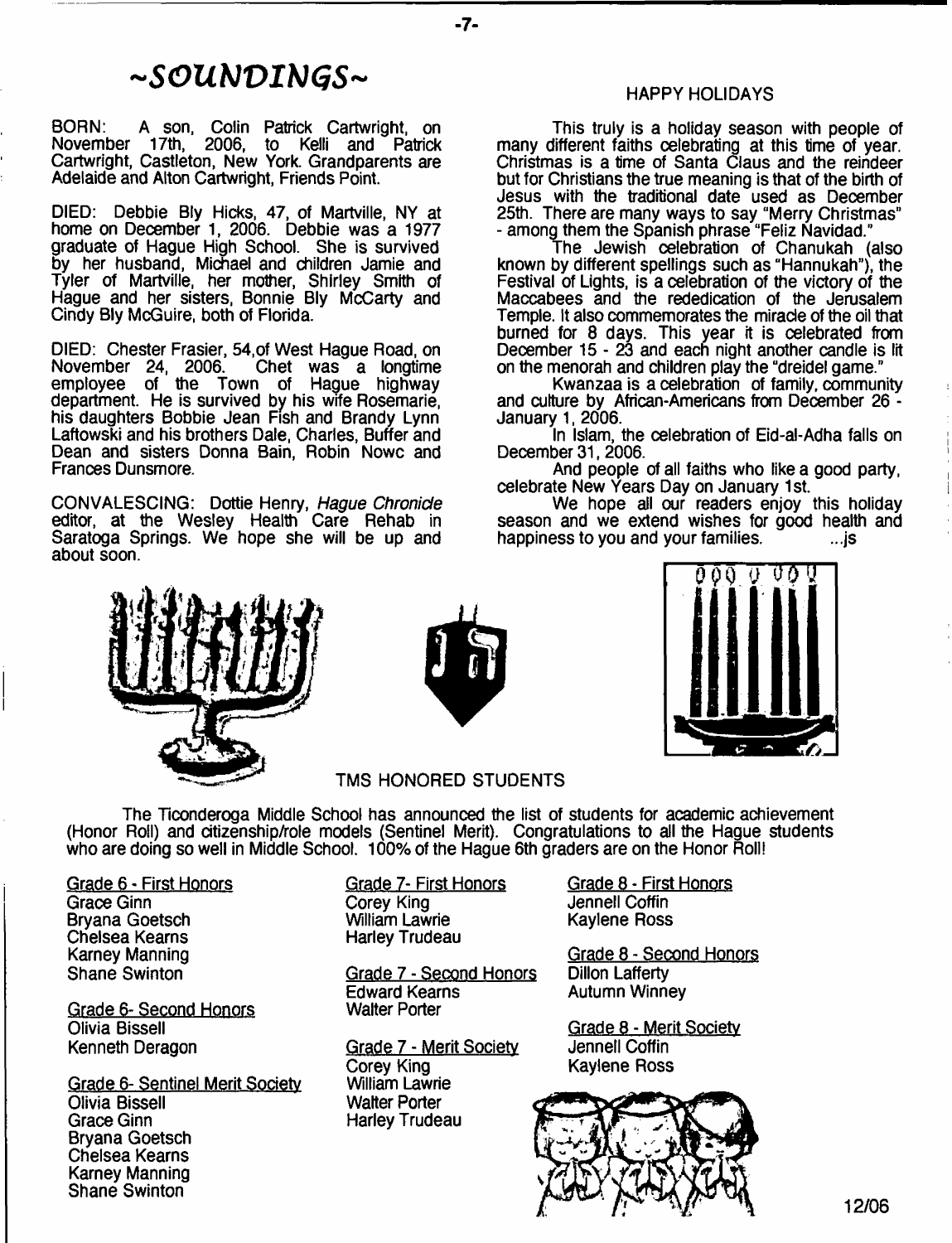# ~SOUNDINGS~

BORN: A son, Colin Patrick Cartwright, on November 17th, 2006, to Kelli and Patrick Cartwright, Castleton, New York. Grandparents are Adelaide and Alton Cartwright, Friends Point.

DIED: Debbie Bly Hicks, 47, of Martville, NY at home on December 1, 2006. Debbie was a 1977 graduate of Hague High School. She is survived by her husband, Michael and children Jamie and Tyler of Martville, her mother, Shirley Smith of Hague and her sisters, Bonnie Bly McCarty and Cindy Bly McGuire, both of Florida.

DIED: Chester Frasier, 54,of West Hague Road, on November 24, 2006. Chet was a longtime employee of the Town of Hague highway department. He is survived by his wife Rosemarie, his daughters Bobbie Jean Fish and Brandy Lynn Laftowski and his brothers Dale, Charles, Buffer and Dean and sisters Donna Bain, Robin Nowc and Frances Dunsmore.

CONVALESCING: Dottie Henry, *Hague Chronicle* editor, at the Wesley Health Care Rehab in Saratoga Springs. We hope she will be up and about soon.

## HAPPY HOLIDAYS

This truly is a holiday season with people of many different faiths celebrating at this time of year. Christmas is a time of Santa Claus and the reindeer but for Christians the true meaning is that of the birth of Jesus with the traditional date used as December 25th. There are many ways to say "Merry Christmas" - among them the Spanish phrase "Feliz Navidad."

The Jewish celebration of Chanukah (also known by different spellings such as "Hannukah"), the Festival of Lights, is a celebration of the victory of the Maccabees and the rededication of the Jerusalem Temple. It also commemorates the miracle of the oil that burned for 8 days. This year it is celebrated from December 15 - 23 and each night another candle is lit on the menorah and children play the "dreidel game."

Kwanzaa is a celebration of family, community and culture by African-Americans from December 26 - January 1, 2006.

In Islam, the celebration of Eid-al-Adha falls on December 31, 2006.

And people of all faiths who like a good party, celebrate New Years Day on January 1st.

We hope all our readers enjoy this holiday season and we extend wishes for good health and happiness to you and your families. ...js

## TMS HONORED STUDENTS

The Ticonderoga Middle School has announced the list of students for academic achievement (Honor Roll) and citizenship/role models (Sentinel Merit). Congratulations to all the Hague students who are doing so well in Middle School. 100% of the Hague 6th graders are on the Honor Roll!

Grade 6 - First Honors
Grace Ginn
Bryana Goetsch
Chelsea Kearns
Karney Manning
Shane Swinton

Grade 6- Second Honors
Olivia Bissell
Kenneth Deragon

Grade 6- Sentinel Merit Society
Olivia Bissell
Grace Ginn
Bryana Goetsch
Chelsea Kearns
Karney Manning
Shane Swinton

Grade 7- First Honors
Corey King
William Lawrie
Harley Trudeau

Grade 7 - Second Honors
Edward Kearns
Walter Porter

Grade 7 - Merit Society
Corey King
William Lawrie
Walter Porter
Harley Trudeau

Grade 8 - First Honors
Jennell Coffin
Kaylene Ross

Grade 8 - Second Honors
Dillon Lafferty
Autumn Winney

Grade 8 - Merit Society
Jennell Coffin
Kaylene Ross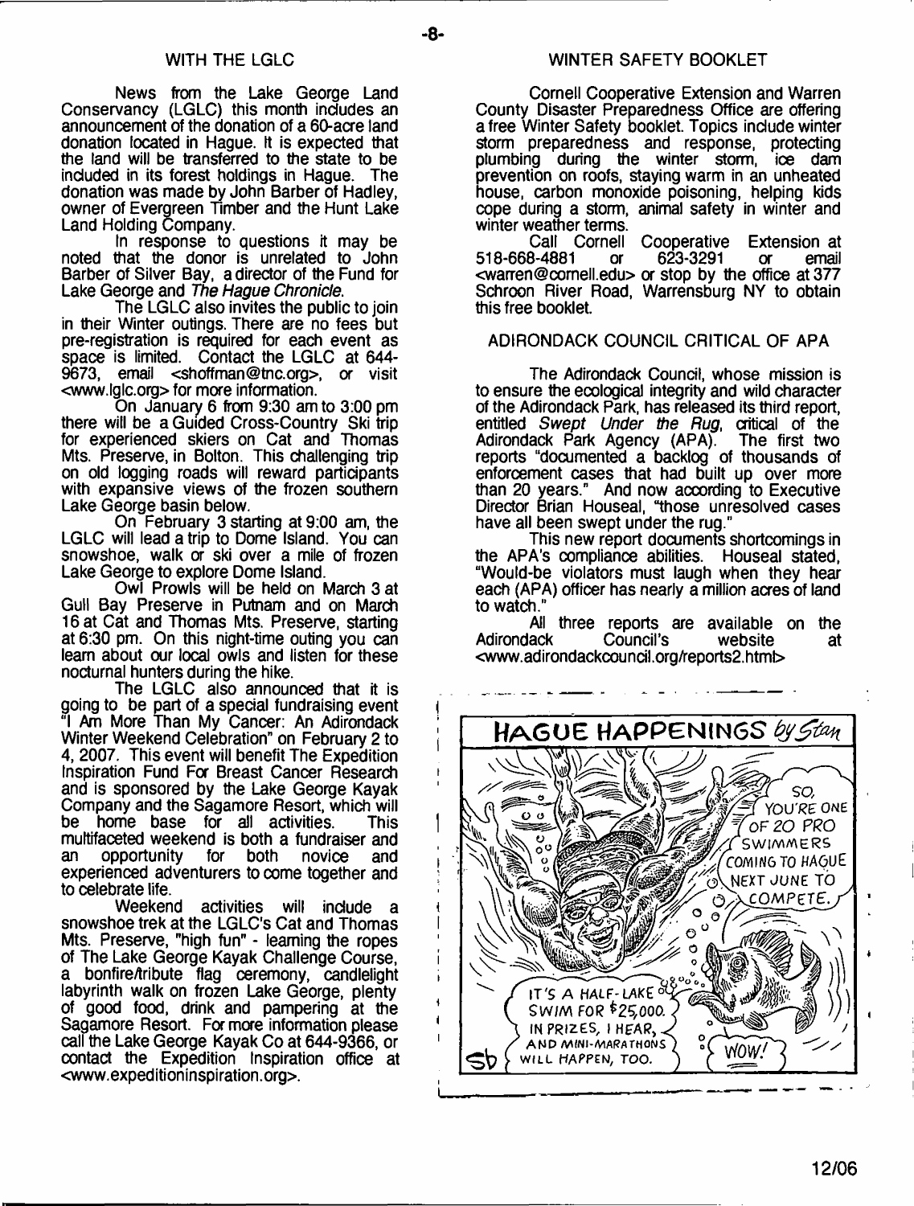## WITH THE LGLC

News from the Lake George Land Conservancy (LGLC) this month includes an announcement of the donation of a 60-acre land donation located in Hague. It is expected that the land will be transferred to the state to be included in its forest holdings in Hague. The donation was made by John Barber of Hadley, owner of Evergreen Timber and the Hunt Lake Land Holding Company.

In response to questions it may be noted that the donor is unrelated to John Barber of Silver Bay, a director of the Fund for Lake George and *The Hague Chronicle*.

The LGLC also invites the public to join in their Winter outings. There are no fees but pre-registration is required for each event as space is limited. Contact the LGLC at 644-9673, email <shoffman@tnc.org>, or visit <www.lglc.org> for more information.

On January 6 from 9:30 am to 3:00 pm there will be a Guided Cross-Country Ski trip for experienced skiers on Cat and Thomas Mts. Preserve, in Bolton. This challenging trip on old logging roads will reward participants with expansive views of the frozen southern Lake George basin below.

On February 3 starting at 9:00 am, the LGLC will lead a trip to Dome Island. You can snowshoe, walk or ski over a mile of frozen Lake George to explore Dome Island.

Owl Prowls will be held on March 3 at Gull Bay Preserve in Putnam and on March 16 at Cat and Thomas Mts. Preserve, starting at 6:30 pm. On this night-time outing you can learn about our local owls and listen for these nocturnal hunters during the hike.

The LGLC also announced that it is going to be part of a special fundraising event "I Am More Than My Cancer: An Adirondack Winter Weekend Celebration" on February 2 to 4, 2007. This event will benefit The Expedition Inspiration Fund For Breast Cancer Research and is sponsored by the Lake George Kayak Company and the Sagamore Resort, which will be home base for all activities. This multifaceted weekend is both a fundraiser and an opportunity for both novice and experienced adventurers to come together and to celebrate life.

Weekend activities will include a snowshoe trek at the LGLC's Cat and Thomas Mts. Preserve, "high fun" - learning the ropes of The Lake George Kayak Challenge Course, a bonfire/tribute flag ceremony, candlelight labyrinth walk on frozen Lake George, plenty of good food, drink and pampering at the Sagamore Resort. For more information please call the Lake George Kayak Co at 644-9366, or contact the Expedition Inspiration office at <www.expeditioninspiration.org>.

## WINTER SAFETY BOOKLET

Cornell Cooperative Extension and Warren County Disaster Preparedness Office are offering a free Winter Safety booklet. Topics include winter storm preparedness and response, protecting plumbing during the winter storm, ice dam prevention on roofs, staying warm in an unheated house, carbon monoxide poisoning, helping kids cope during a storm, animal safety in winter and winter weather terms.

Call Cornell Cooperative Extension at 518-668-4881 or 623-3291 or email <warren@cornell.edu> or stop by the office at 377 Schroon River Road, Warrensburg NY to obtain this free booklet.

## ADIRONDACK COUNCIL CRITICAL OF APA

The Adirondack Council, whose mission is to ensure the ecological integrity and wild character of the Adirondack Park, has released its third report, entitled *Swept Under the Rug*, critical of the Adirondack Park Agency (APA). The first two reports "documented a backlog of thousands of enforcement cases that had built up over more than 20 years." And now according to Executive Director Brian Houseal, "those unresolved cases have all been swept under the rug."

This new report documents shortcomings in the APA's compliance abilities. Houseal stated, "Would-be violators must laugh when they hear each (APA) officer has nearly a million acres of land to watch."

All three reports are available on the Adirondack Council's website at <www.adirondackcouncil.org/reports2.html>

## HAGUE HAPPENINGS *by Stan*

SO, YOU'RE ONE OF 20 PRO SWIMMERS COMING TO HAGUE NEXT JUNE TO COMPETE.

IT'S A HALF-LAKE SWIM FOR $25,000. IN PRIZES, I HEAR, AND MINI-MARATHONS WILL HAPPEN, TOO.

WOW!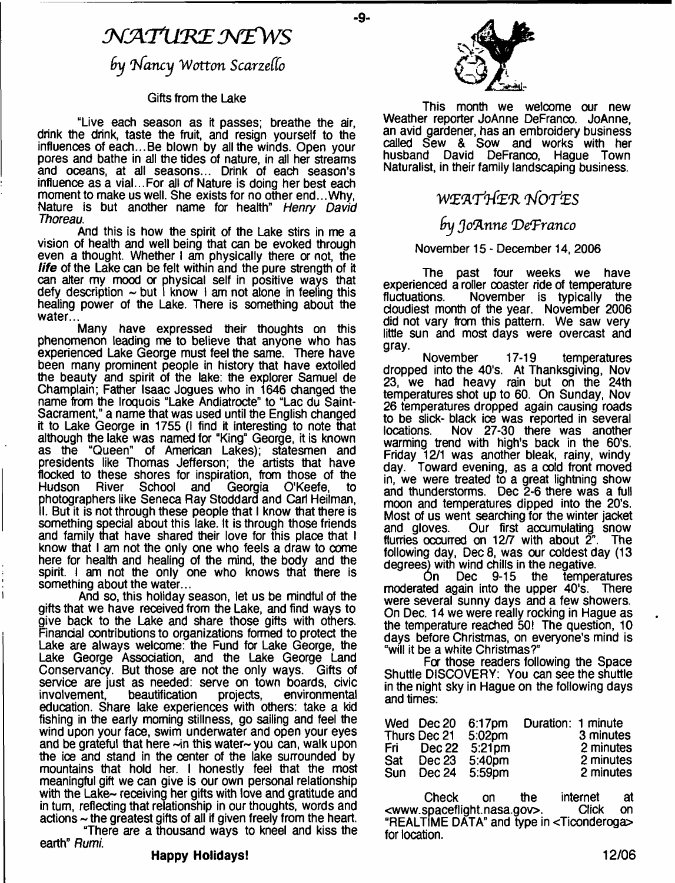# NATURE NEWS

## by Nancy Wotton Scarzello

### Gifts from the Lake

"Live each season as it passes; breathe the air, drink the drink, taste the fruit, and resign yourself to the influences of each...Be blown by all the winds. Open your pores and bathe in all the tides of nature, in all her streams and oceans, at all seasons... Drink of each season's influence as a vial...For all of Nature is doing her best each moment to make us well. She exists for no other end...Why, Nature is but another name for health" *Henry David Thoreau.*

And this is how the spirit of the Lake stirs in me a vision of health and well being that can be evoked through even a thought. Whether I am physically there or not, the ***life*** of the Lake can be felt within and the pure strength of it can alter my mood or physical self in positive ways that defy description ~ but I know I am not alone in feeling this healing power of the Lake. There is something about the water...

Many have expressed their thoughts on this phenomenon leading me to believe that anyone who has experienced Lake George must feel the same. There have been many prominent people in history that have extolled the beauty and spirit of the lake: the explorer Samuel de Champlain; Father Isaac Jogues who in 1646 changed the name from the Iroquois "Lake Andiatrocte" to "Lac du Saint-Sacrament," a name that was used until the English changed it to Lake George in 1755 (I find it interesting to note that although the lake was named for "King" George, it is known as the "Queen" of American Lakes); statesmen and presidents like Thomas Jefferson; the artists that have flocked to these shores for inspiration, from those of the Hudson River School and Georgia O'Keefe, to photographers like Seneca Ray Stoddard and Carl Heilman, II. But it is not through these people that I know that there is something special about this lake. It is through those friends and family that have shared their love for this place that I know that I am not the only one who feels a draw to come here for health and healing of the mind, the body and the spirit. I am not the only one who knows that there is something about the water...

And so, this holiday season, let us be mindful of the gifts that we have received from the Lake, and find ways to give back to the Lake and share those gifts with others. Financial contributions to organizations formed to protect the Lake are always welcome: the Fund for Lake George, the Lake George Association, and the Lake George Land Conservancy. But those are not the only ways. Gifts of service are just as needed: serve on town boards, civic involvement, beautification projects, environmental education. Share lake experiences with others: take a kid fishing in the early morning stillness, go sailing and feel the wind upon your face, swim underwater and open your eyes and be grateful that here ~in this water~ you can, walk upon the ice and stand in the center of the lake surrounded by mountains that hold her. I honestly feel that the most meaningful gift we can give is our own personal relationship with the Lake~ receiving her gifts with love and gratitude and in turn, reflecting that relationship in our thoughts, words and actions ~ the greatest gifts of all if given freely from the heart.

"There are a thousand ways to kneel and kiss the earth" *Rumi.*

**Happy Holidays!**

This month we welcome our new Weather reporter JoAnne DeFranco. JoAnne, an avid gardener, has an embroidery business called Sew & Sow and works with her husband David DeFranco, Hague Town Naturalist, in their family landscaping business.

# WEATHER NOTES

## by JoAnne DeFranco

November 15 - December 14, 2006

The past four weeks we have experienced a roller coaster ride of temperature fluctuations. November is typically the cloudiest month of the year. November 2006 did not vary from this pattern. We saw very little sun and most days were overcast and gray.

November 17-19 temperatures dropped into the 40's. At Thanksgiving, Nov 23, we had heavy rain but on the 24th temperatures shot up to 60. On Sunday, Nov 26 temperatures dropped again causing roads to be slick- black ice was reported in several locations. Nov 27-30 there was another warming trend with high's back in the 60's. Friday 12/1 was another bleak, rainy, windy day. Toward evening, as a cold front moved in, we were treated to a great lightning show and thunderstorms. Dec 2-6 there was a full moon and temperatures dipped into the 20's. Most of us went searching for the winter jacket and gloves. Our first accumulating snow flurries occurred on 12/7 with about 2". The following day, Dec 8, was our coldest day (13 degrees) with wind chills in the negative.

On Dec 9-15 the temperatures moderated again into the upper 40's. There were several sunny days and a few showers. On Dec. 14 we were really rocking in Hague as the temperature reached 50! The question, 10 days before Christmas, on everyone's mind is "will it be a white Christmas?"

For those readers following the Space Shuttle DISCOVERY: You can see the shuttle in the night sky in Hague on the following days and times:

| Day | Date | Time | Duration |
|---|---|---|---|
| Wed | Dec 20 | 6:17pm | 1 minute |
| Thurs | Dec 21 | 5:02pm | 3 minutes |
| Fri | Dec 22 | 5:21pm | 2 minutes |
| Sat | Dec 23 | 5:40pm | 2 minutes |
| Sun | Dec 24 | 5:59pm | 2 minutes |

Check on the internet at <www.spaceflight.nasa.gov>. Click on "REALTIME DATA" and type in <Ticonderoga> for location.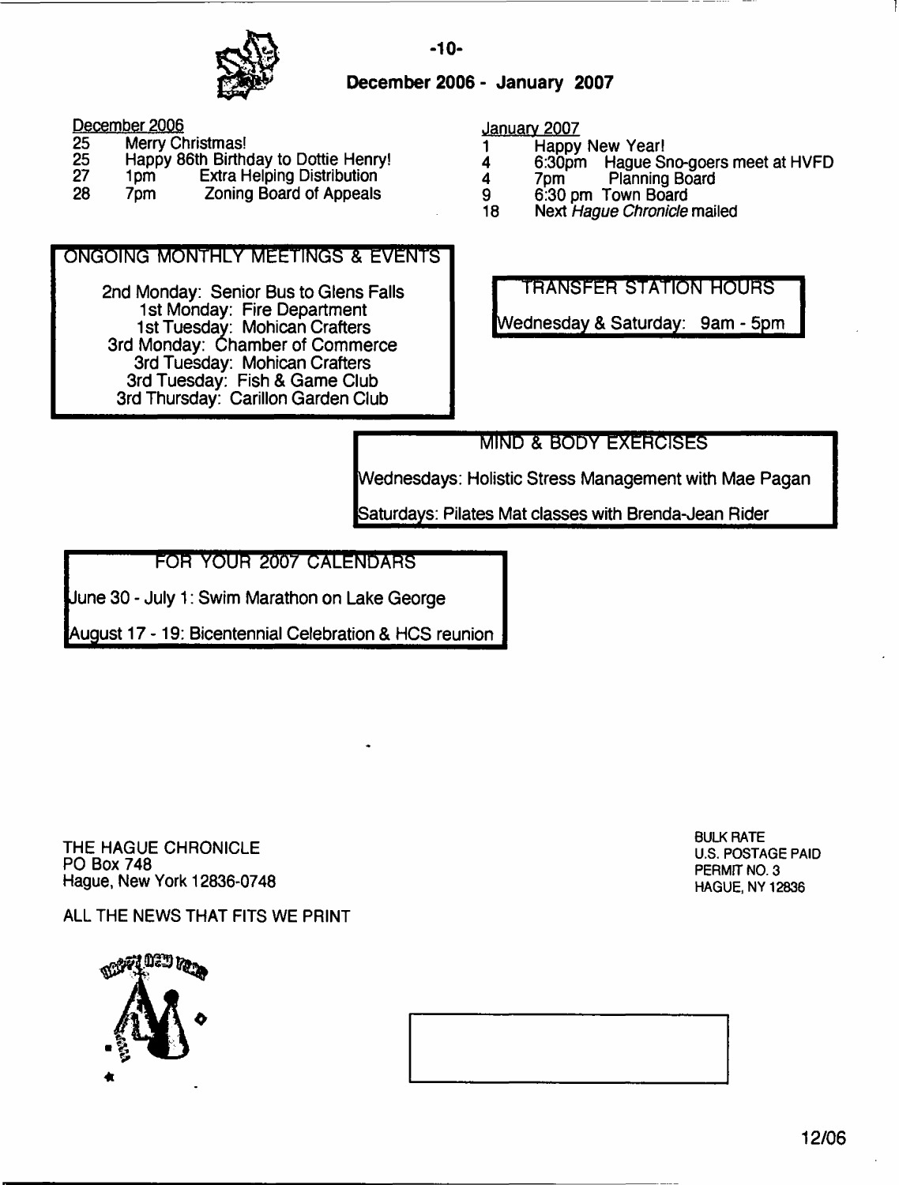## December 2006 - January 2007

**December 2006**

| | | |
|---|---|---|
| 25 | Merry Christmas! | |
| 25 | Happy 86th Birthday to Dottie Henry! | |
| 27 | 1pm | Extra Helping Distribution |
| 28 | 7pm | Zoning Board of Appeals |

**January 2007**

| | | |
|---|---|---|
| 1 | Happy New Year! | |
| 4 | 6:30pm | Hague Sno-goers meet at HVFD |
| 4 | 7pm | Planning Board |
| 9 | 6:30 pm | Town Board |
| 18 | Next *Hague Chronicle* mailed | |

### ONGOING MONTHLY MEETINGS & EVENTS

2nd Monday: Senior Bus to Glens Falls
1st Monday: Fire Department
1st Tuesday: Mohican Crafters
3rd Monday: Chamber of Commerce
3rd Tuesday: Mohican Crafters
3rd Tuesday: Fish & Game Club
3rd Thursday: Carillon Garden Club

### TRANSFER STATION HOURS

Wednesday & Saturday: 9am - 5pm

### MIND & BODY EXERCISES

Wednesdays: Holistic Stress Management with Mae Pagan

Saturdays: Pilates Mat classes with Brenda-Jean Rider

### FOR YOUR 2007 CALENDARS

June 30 - July 1: Swim Marathon on Lake George

August 17 - 19: Bicentennial Celebration & HCS reunion

THE HAGUE CHRONICLE
PO Box 748
Hague, New York 12836-0748

ALL THE NEWS THAT FITS WE PRINT

BULK RATE
U.S. POSTAGE PAID
PERMIT NO. 3
HAGUE, NY 12836

12/06